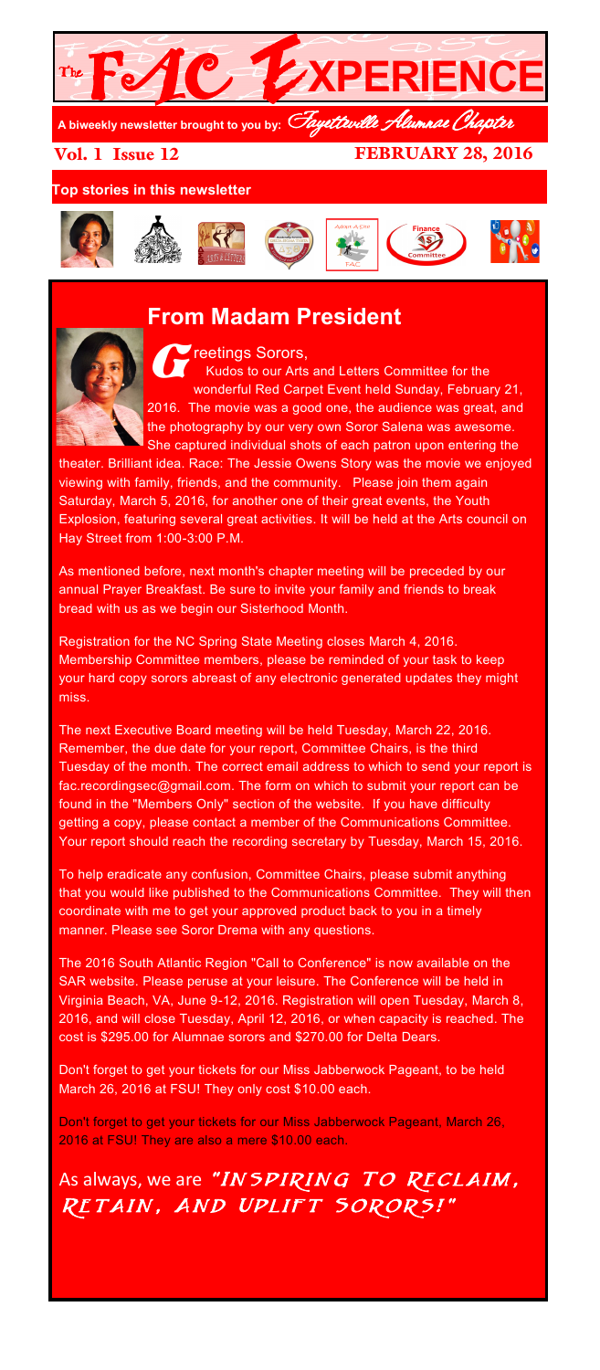# The FAC Experience

A biweekly newsletter brought to you by: *Fayetteville Alumnae Chapter*

**Vol. 1 Issue 12** **FEBRUARY 28, 2016**

**Top stories in this newsletter**

## From Madam President

Greetings Sorors,

Kudos to our Arts and Letters Committee for the wonderful Red Carpet Event held Sunday, February 21, 2016. The movie was a good one, the audience was great, and the photography by our very own Soror Salena was awesome. She captured individual shots of each patron upon entering the theater. Brilliant idea. Race: The Jessie Owens Story was the movie we enjoyed viewing with family, friends, and the community. Please join them again Saturday, March 5, 2016, for another one of their great events, the Youth Explosion, featuring several great activities. It will be held at the Arts council on Hay Street from 1:00-3:00 P.M.

As mentioned before, next month's chapter meeting will be preceded by our annual Prayer Breakfast. Be sure to invite your family and friends to break bread with us as we begin our Sisterhood Month.

Registration for the NC Spring State Meeting closes March 4, 2016. Membership Committee members, please be reminded of your task to keep your hard copy sorors abreast of any electronic generated updates they might miss.

The next Executive Board meeting will be held Tuesday, March 22, 2016. Remember, the due date for your report, Committee Chairs, is the third Tuesday of the month. The correct email address to which to send your report is fac.recordingsec@gmail.com. The form on which to submit your report can be found in the "Members Only" section of the website. If you have difficulty getting a copy, please contact a member of the Communications Committee. Your report should reach the recording secretary by Tuesday, March 15, 2016.

To help eradicate any confusion, Committee Chairs, please submit anything that you would like published to the Communications Committee. They will then coordinate with me to get your approved product back to you in a timely manner. Please see Soror Drema with any questions.

The 2016 South Atlantic Region "Call to Conference" is now available on the SAR website. Please peruse at your leisure. The Conference will be held in Virginia Beach, VA, June 9-12, 2016. Registration will open Tuesday, March 8, 2016, and will close Tuesday, April 12, 2016, or when capacity is reached. The cost is $295.00 for Alumnae sorors and $270.00 for Delta Dears.

Don't forget to get your tickets for our Miss Jabberwock Pageant, to be held March 26, 2016 at FSU! They only cost $10.00 each.

Don't forget to get your tickets for our Miss Jabberwock Pageant, March 26, 2016 at FSU! They are also a mere $10.00 each.

As always, we are ***"INSPIRING TO RECLAIM, RETAIN, AND UPLIFT SORORS!"***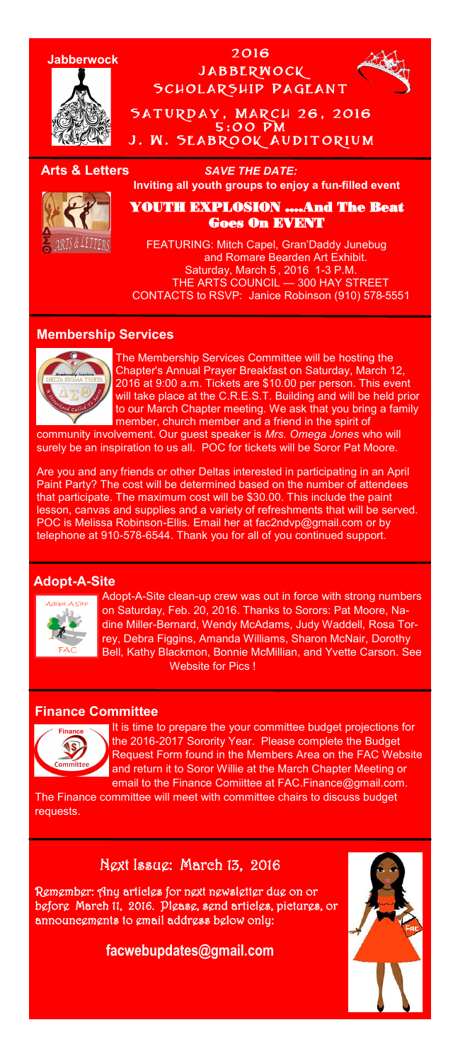**Jabberwock**

# 2016 JABBERWOCK SCHOLARSHIP PAGEANT

SATURDAY, MARCH 26, 2016
5:00 PM
J. W. SEABROOK AUDITORIUM

**Arts & Letters**

***SAVE THE DATE:***
**Inviting all youth groups to enjoy a fun-filled event**

## YOUTH EXPLOSION ….And The Beat Goes On EVENT

FEATURING: Mitch Capel, Gran'Daddy Junebug and Romare Bearden Art Exhibit.
Saturday, March 5 , 2016 1-3 P.M.
THE ARTS COUNCIL — 300 HAY STREET
CONTACTS to RSVP: Janice Robinson (910) 578-5551

## Membership Services

The Membership Services Committee will be hosting the Chapter's Annual Prayer Breakfast on Saturday, March 12, 2016 at 9:00 a.m. Tickets are $10.00 per person. This event will take place at the C.R.E.S.T. Building and will be held prior to our March Chapter meeting. We ask that you bring a family member, church member and a friend in the spirit of community involvement. Our guest speaker is *Mrs. Omega Jones* who will surely be an inspiration to us all. POC for tickets will be Soror Pat Moore.

Are you and any friends or other Deltas interested in participating in an April Paint Party? The cost will be determined based on the number of attendees that participate. The maximum cost will be $30.00. This include the paint lesson, canvas and supplies and a variety of refreshments that will be served. POC is Melissa Robinson-Ellis. Email her at fac2ndvp@gmail.com or by telephone at 910-578-6544. Thank you for all of you continued support.

## Adopt-A-Site

Adopt-A-Site clean-up crew was out in force with strong numbers on Saturday, Feb. 20, 2016. Thanks to Sorors: Pat Moore, Nadine Miller-Bernard, Wendy McAdams, Judy Waddell, Rosa Torrey, Debra Figgins, Amanda Williams, Sharon McNair, Dorothy Bell, Kathy Blackmon, Bonnie McMillian, and Yvette Carson. See Website for Pics !

## Finance Committee

It is time to prepare the your committee budget projections for the 2016-2017 Sorority Year. Please complete the Budget Request Form found in the Members Area on the FAC Website and return it to Soror Willie at the March Chapter Meeting or email to the Finance Comiittee at FAC.Finance@gmail.com.
The Finance committee will meet with committee chairs to discuss budget requests.

## Next Issue: March 13, 2016

Remember: Any articles for next newsletter due on or before March 11, 2016. Please, send articles, pictures, or announcements to email address below only:

**facwebupdates@gmail.com**